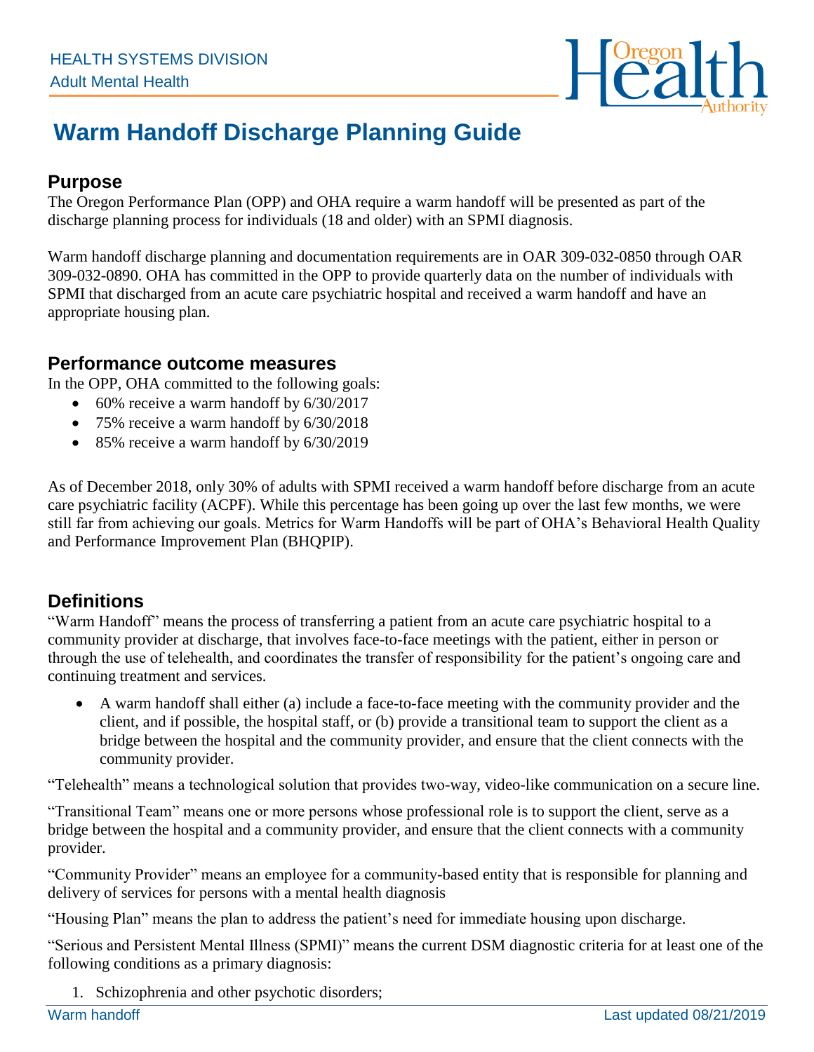HEALTH SYSTEMS DIVISION
Adult Mental Health

# Warm Handoff Discharge Planning Guide

## Purpose

The Oregon Performance Plan (OPP) and OHA require a warm handoff will be presented as part of the discharge planning process for individuals (18 and older) with an SPMI diagnosis.

Warm handoff discharge planning and documentation requirements are in OAR 309-032-0850 through OAR 309-032-0890. OHA has committed in the OPP to provide quarterly data on the number of individuals with SPMI that discharged from an acute care psychiatric hospital and received a warm handoff and have an appropriate housing plan.

## Performance outcome measures

In the OPP, OHA committed to the following goals:

- 60% receive a warm handoff by 6/30/2017
- 75% receive a warm handoff by 6/30/2018
- 85% receive a warm handoff by 6/30/2019

As of December 2018, only 30% of adults with SPMI received a warm handoff before discharge from an acute care psychiatric facility (ACPF). While this percentage has been going up over the last few months, we were still far from achieving our goals. Metrics for Warm Handoffs will be part of OHA's Behavioral Health Quality and Performance Improvement Plan (BHQPIP).

## Definitions

"Warm Handoff" means the process of transferring a patient from an acute care psychiatric hospital to a community provider at discharge, that involves face-to-face meetings with the patient, either in person or through the use of telehealth, and coordinates the transfer of responsibility for the patient's ongoing care and continuing treatment and services.

- A warm handoff shall either (a) include a face-to-face meeting with the community provider and the client, and if possible, the hospital staff, or (b) provide a transitional team to support the client as a bridge between the hospital and the community provider, and ensure that the client connects with the community provider.

"Telehealth" means a technological solution that provides two-way, video-like communication on a secure line.

"Transitional Team" means one or more persons whose professional role is to support the client, serve as a bridge between the hospital and a community provider, and ensure that the client connects with a community provider.

"Community Provider" means an employee for a community-based entity that is responsible for planning and delivery of services for persons with a mental health diagnosis

"Housing Plan" means the plan to address the patient's need for immediate housing upon discharge.

"Serious and Persistent Mental Illness (SPMI)" means the current DSM diagnostic criteria for at least one of the following conditions as a primary diagnosis:

1. Schizophrenia and other psychotic disorders;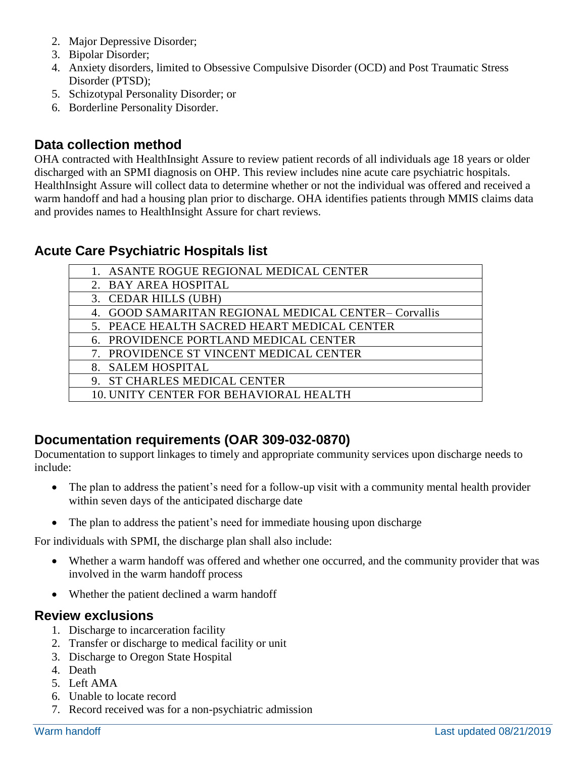2. Major Depressive Disorder;
3. Bipolar Disorder;
4. Anxiety disorders, limited to Obsessive Compulsive Disorder (OCD) and Post Traumatic Stress Disorder (PTSD);
5. Schizotypal Personality Disorder; or
6. Borderline Personality Disorder.

## Data collection method

OHA contracted with HealthInsight Assure to review patient records of all individuals age 18 years or older discharged with an SPMI diagnosis on OHP. This review includes nine acute care psychiatric hospitals. HealthInsight Assure will collect data to determine whether or not the individual was offered and received a warm handoff and had a housing plan prior to discharge. OHA identifies patients through MMIS claims data and provides names to HealthInsight Assure for chart reviews.

## Acute Care Psychiatric Hospitals list

| Hospital |
| --- |
| 1. ASANTE ROGUE REGIONAL MEDICAL CENTER |
| 2. BAY AREA HOSPITAL |
| 3. CEDAR HILLS (UBH) |
| 4. GOOD SAMARITAN REGIONAL MEDICAL CENTER– Corvallis |
| 5. PEACE HEALTH SACRED HEART MEDICAL CENTER |
| 6. PROVIDENCE PORTLAND MEDICAL CENTER |
| 7. PROVIDENCE ST VINCENT MEDICAL CENTER |
| 8. SALEM HOSPITAL |
| 9. ST CHARLES MEDICAL CENTER |
| 10. UNITY CENTER FOR BEHAVIORAL HEALTH |

## Documentation requirements (OAR 309-032-0870)

Documentation to support linkages to timely and appropriate community services upon discharge needs to include:

- The plan to address the patient's need for a follow-up visit with a community mental health provider within seven days of the anticipated discharge date
- The plan to address the patient's need for immediate housing upon discharge

For individuals with SPMI, the discharge plan shall also include:

- Whether a warm handoff was offered and whether one occurred, and the community provider that was involved in the warm handoff process
- Whether the patient declined a warm handoff

## Review exclusions

1. Discharge to incarceration facility
2. Transfer or discharge to medical facility or unit
3. Discharge to Oregon State Hospital
4. Death
5. Left AMA
6. Unable to locate record
7. Record received was for a non-psychiatric admission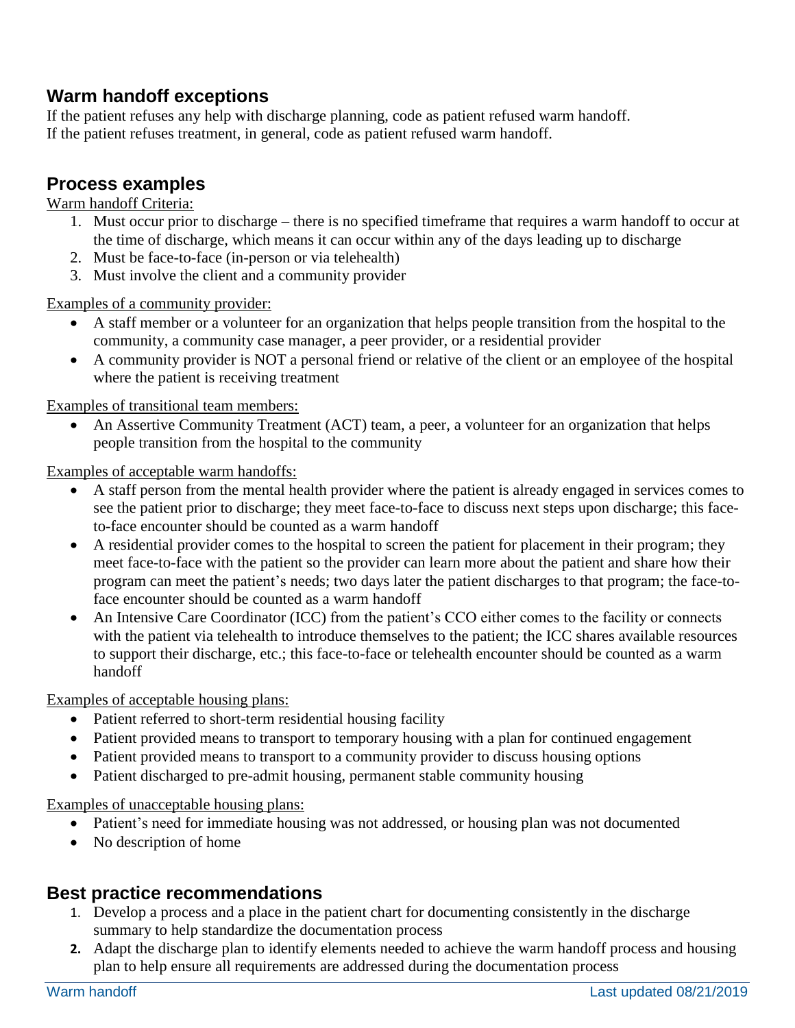## Warm handoff exceptions

If the patient refuses any help with discharge planning, code as patient refused warm handoff.
If the patient refuses treatment, in general, code as patient refused warm handoff.

## Process examples

Warm handoff Criteria:

1. Must occur prior to discharge – there is no specified timeframe that requires a warm handoff to occur at the time of discharge, which means it can occur within any of the days leading up to discharge
2. Must be face-to-face (in-person or via telehealth)
3. Must involve the client and a community provider

Examples of a community provider:

- A staff member or a volunteer for an organization that helps people transition from the hospital to the community, a community case manager, a peer provider, or a residential provider
- A community provider is NOT a personal friend or relative of the client or an employee of the hospital where the patient is receiving treatment

Examples of transitional team members:

- An Assertive Community Treatment (ACT) team, a peer, a volunteer for an organization that helps people transition from the hospital to the community

Examples of acceptable warm handoffs:

- A staff person from the mental health provider where the patient is already engaged in services comes to see the patient prior to discharge; they meet face-to-face to discuss next steps upon discharge; this face-to-face encounter should be counted as a warm handoff
- A residential provider comes to the hospital to screen the patient for placement in their program; they meet face-to-face with the patient so the provider can learn more about the patient and share how their program can meet the patient's needs; two days later the patient discharges to that program; the face-to-face encounter should be counted as a warm handoff
- An Intensive Care Coordinator (ICC) from the patient's CCO either comes to the facility or connects with the patient via telehealth to introduce themselves to the patient; the ICC shares available resources to support their discharge, etc.; this face-to-face or telehealth encounter should be counted as a warm handoff

Examples of acceptable housing plans:

- Patient referred to short-term residential housing facility
- Patient provided means to transport to temporary housing with a plan for continued engagement
- Patient provided means to transport to a community provider to discuss housing options
- Patient discharged to pre-admit housing, permanent stable community housing

Examples of unacceptable housing plans:

- Patient's need for immediate housing was not addressed, or housing plan was not documented
- No description of home

## Best practice recommendations

1. Develop a process and a place in the patient chart for documenting consistently in the discharge summary to help standardize the documentation process
2. Adapt the discharge plan to identify elements needed to achieve the warm handoff process and housing plan to help ensure all requirements are addressed during the documentation process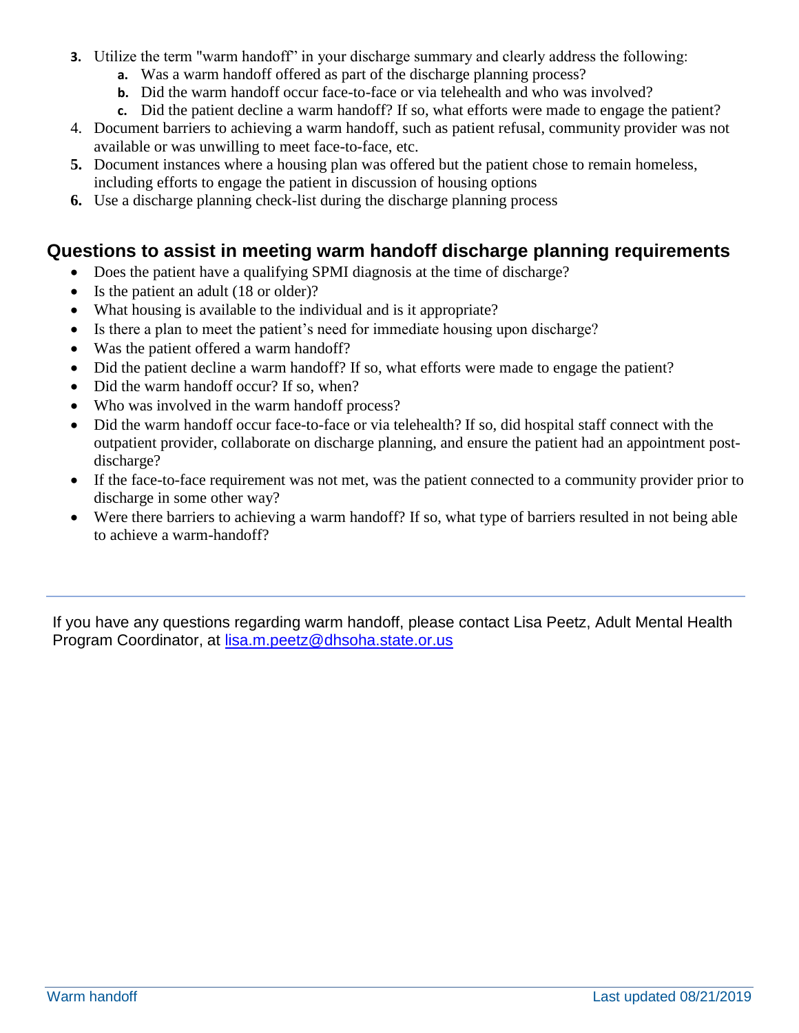3. Utilize the term "warm handoff" in your discharge summary and clearly address the following:
   a. Was a warm handoff offered as part of the discharge planning process?
   b. Did the warm handoff occur face-to-face or via telehealth and who was involved?
   c. Did the patient decline a warm handoff? If so, what efforts were made to engage the patient?
4. Document barriers to achieving a warm handoff, such as patient refusal, community provider was not available or was unwilling to meet face-to-face, etc.
5. Document instances where a housing plan was offered but the patient chose to remain homeless, including efforts to engage the patient in discussion of housing options
6. Use a discharge planning check-list during the discharge planning process

## Questions to assist in meeting warm handoff discharge planning requirements

- Does the patient have a qualifying SPMI diagnosis at the time of discharge?
- Is the patient an adult (18 or older)?
- What housing is available to the individual and is it appropriate?
- Is there a plan to meet the patient's need for immediate housing upon discharge?
- Was the patient offered a warm handoff?
- Did the patient decline a warm handoff? If so, what efforts were made to engage the patient?
- Did the warm handoff occur? If so, when?
- Who was involved in the warm handoff process?
- Did the warm handoff occur face-to-face or via telehealth? If so, did hospital staff connect with the outpatient provider, collaborate on discharge planning, and ensure the patient had an appointment post-discharge?
- If the face-to-face requirement was not met, was the patient connected to a community provider prior to discharge in some other way?
- Were there barriers to achieving a warm handoff? If so, what type of barriers resulted in not being able to achieve a warm-handoff?

---

If you have any questions regarding warm handoff, please contact Lisa Peetz, Adult Mental Health Program Coordinator, at lisa.m.peetz@dhsoha.state.or.us